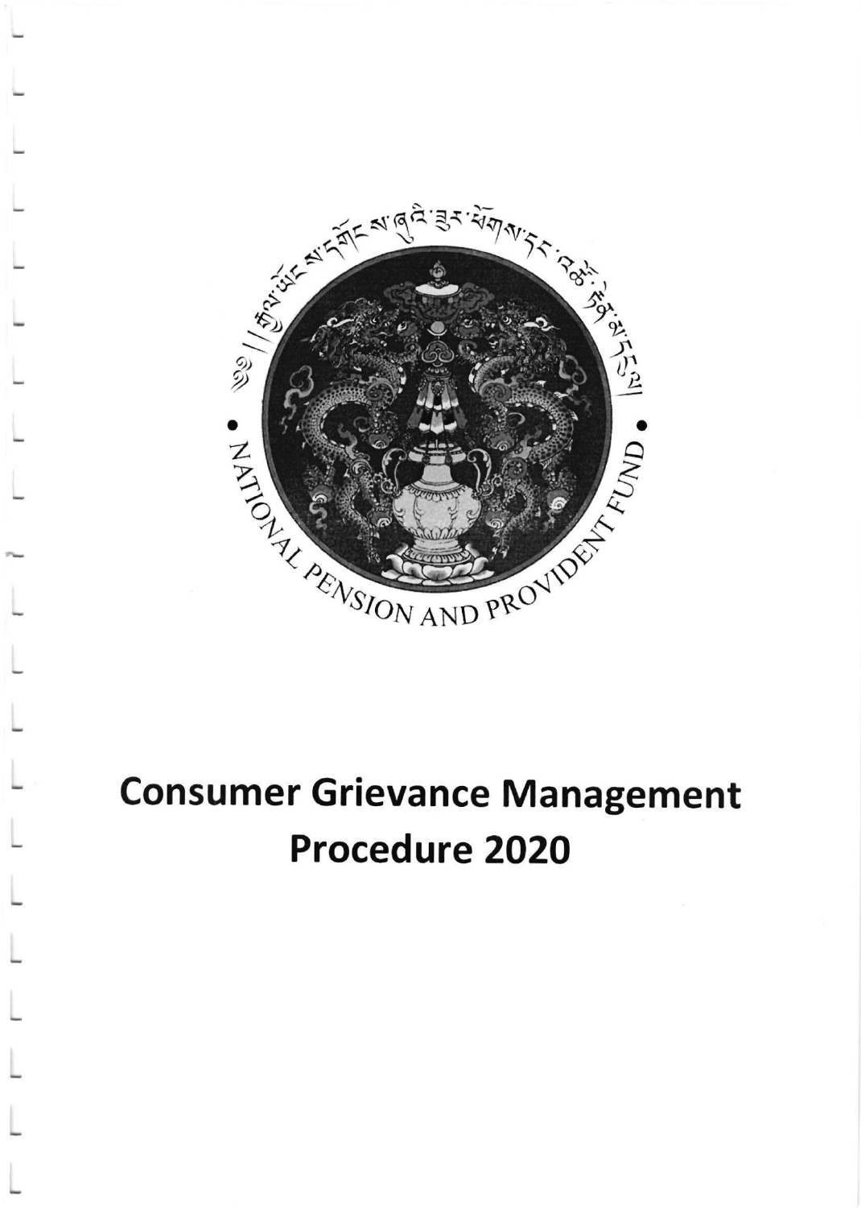NATIONAL PENSION AND PROVIDENT FUND

# Consumer Grievance Management Procedure 2020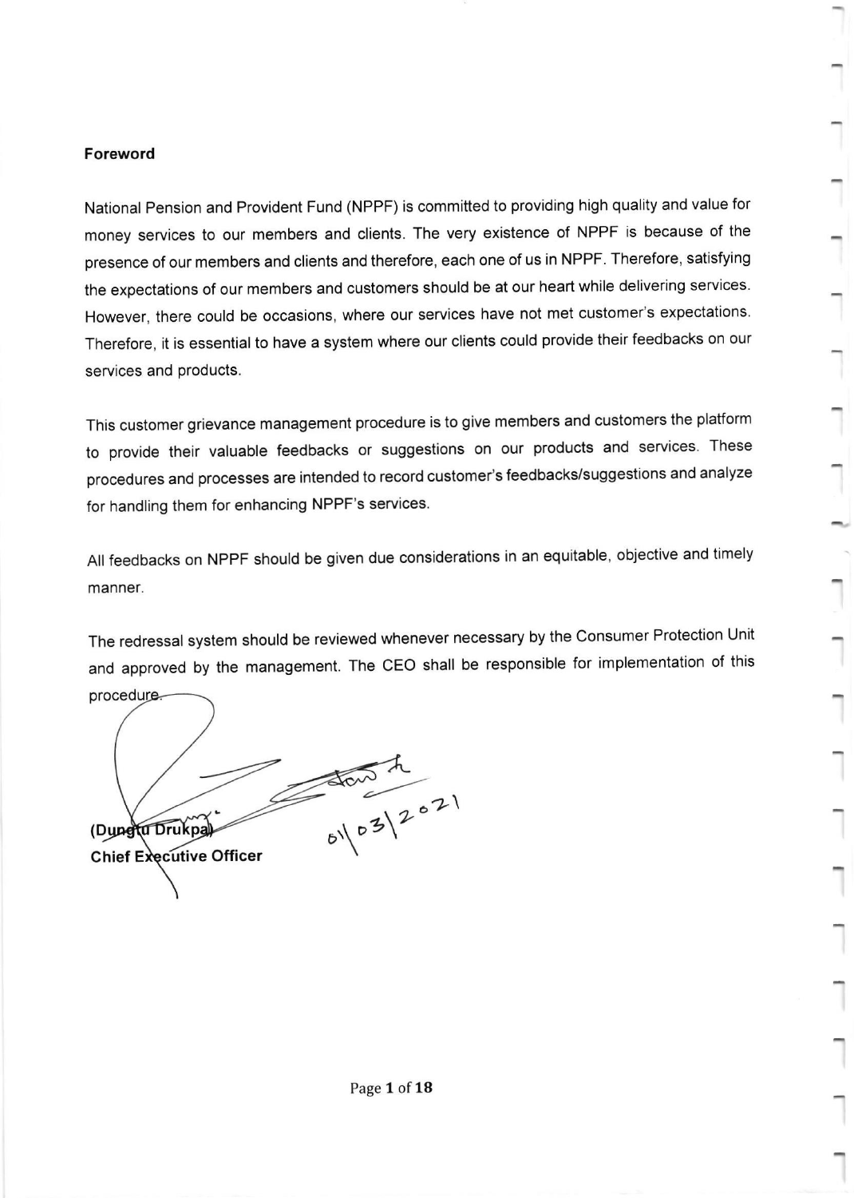**Foreword**

National Pension and Provident Fund (NPPF) is committed to providing high quality and value for money services to our members and clients. The very existence of NPPF is because of the presence of our members and clients and therefore, each one of us in NPPF. Therefore, satisfying the expectations of our members and customers should be at our heart while delivering services. However, there could be occasions, where our services have not met customer's expectations. Therefore, it is essential to have a system where our clients could provide their feedbacks on our services and products.

This customer grievance management procedure is to give members and customers the platform to provide their valuable feedbacks or suggestions on our products and services. These procedures and processes are intended to record customer's feedbacks/suggestions and analyze for handling them for enhancing NPPF's services.

All feedbacks on NPPF should be given due considerations in an equitable, objective and timely manner.

The redressal system should be reviewed whenever necessary by the Consumer Protection Unit and approved by the management. The CEO shall be responsible for implementation of this procedure.

01/03/2021

**(Dungtu Drukpa)**
**Chief Executive Officer**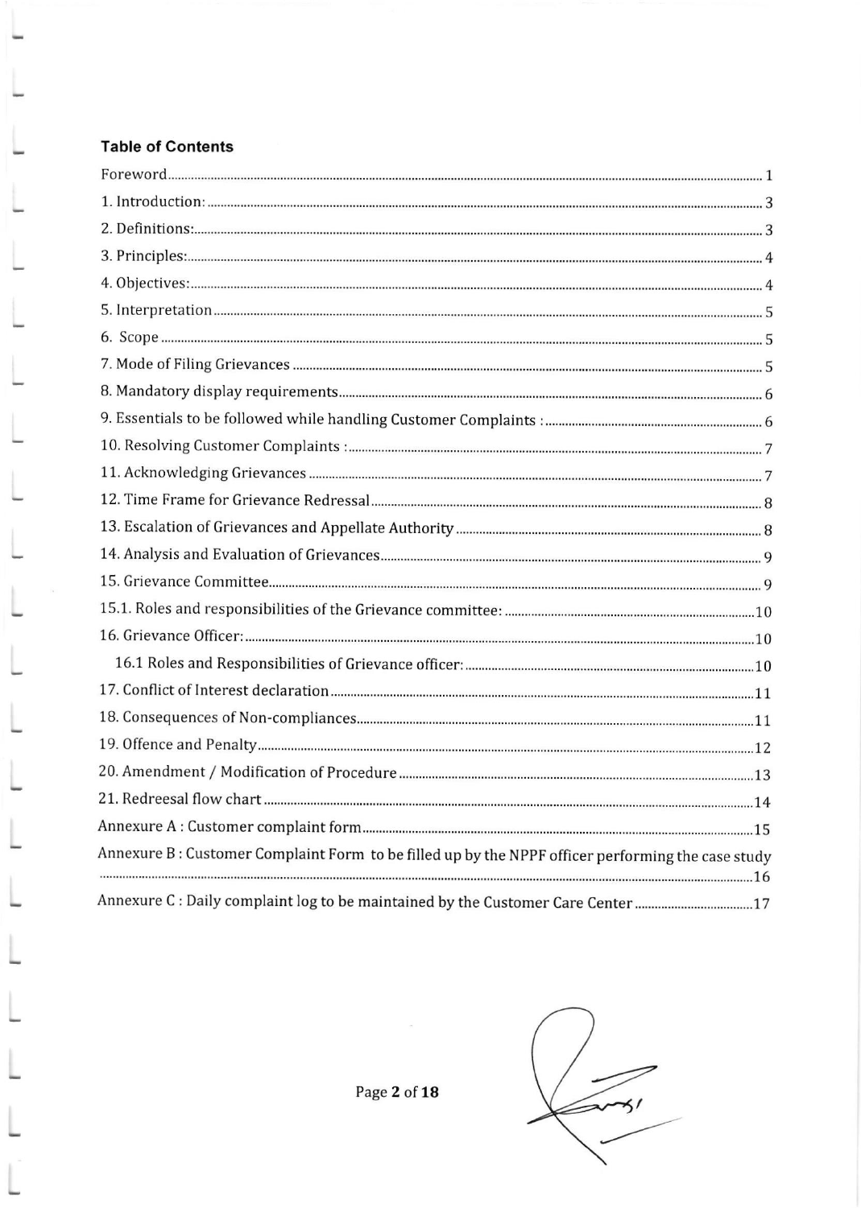**Table of Contents**

| | |
|---|---|
| Foreword | 1 |
| 1. Introduction: | 3 |
| 2. Definitions: | 3 |
| 3. Principles: | 4 |
| 4. Objectives: | 4 |
| 5. Interpretation | 5 |
| 6. Scope | 5 |
| 7. Mode of Filing Grievances | 5 |
| 8. Mandatory display requirements | 6 |
| 9. Essentials to be followed while handling Customer Complaints : | 6 |
| 10. Resolving Customer Complaints : | 7 |
| 11. Acknowledging Grievances | 7 |
| 12. Time Frame for Grievance Redressal | 8 |
| 13. Escalation of Grievances and Appellate Authority | 8 |
| 14. Analysis and Evaluation of Grievances | 9 |
| 15. Grievance Committee | 9 |
| 15.1. Roles and responsibilities of the Grievance committee: | 10 |
| 16. Grievance Officer: | 10 |
| 16.1 Roles and Responsibilities of Grievance officer: | 10 |
| 17. Conflict of Interest declaration | 11 |
| 18. Consequences of Non-compliances | 11 |
| 19. Offence and Penalty | 12 |
| 20. Amendment / Modification of Procedure | 13 |
| 21. Redreesal flow chart | 14 |
| Annexure A : Customer complaint form | 15 |
| Annexure B : Customer Complaint Form to be filled up by the NPPF officer performing the case study | 16 |
| Annexure C : Daily complaint log to be maintained by the Customer Care Center | 17 |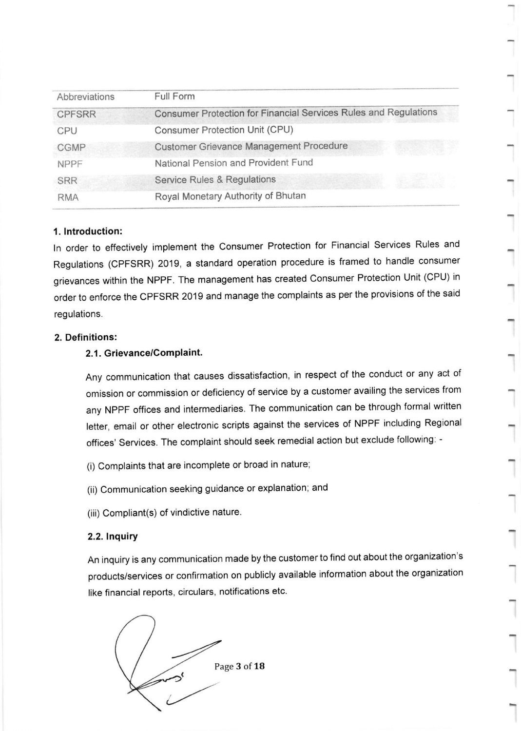| Abbreviations | Full Form |
| --- | --- |
| CPFSRR | Consumer Protection for Financial Services Rules and Regulations |
| CPU | Consumer Protection Unit (CPU) |
| CGMP | Customer Grievance Management Procedure |
| NPPF | National Pension and Provident Fund |
| SRR | Service Rules & Regulations |
| RMA | Royal Monetary Authority of Bhutan |

## 1. Introduction:

In order to effectively implement the Consumer Protection for Financial Services Rules and Regulations (CPFSRR) 2019, a standard operation procedure is framed to handle consumer grievances within the NPPF. The management has created Consumer Protection Unit (CPU) in order to enforce the CPFSRR 2019 and manage the complaints as per the provisions of the said regulations.

## 2. Definitions:

### 2.1. Grievance/Complaint.

Any communication that causes dissatisfaction, in respect of the conduct or any act of omission or commission or deficiency of service by a customer availing the services from any NPPF offices and intermediaries. The communication can be through formal written letter, email or other electronic scripts against the services of NPPF including Regional offices' Services. The complaint should seek remedial action but exclude following: -

(i) Complaints that are incomplete or broad in nature;

(ii) Communication seeking guidance or explanation; and

(iii) Compliant(s) of vindictive nature.

### 2.2. Inquiry

An inquiry is any communication made by the customer to find out about the organization's products/services or confirmation on publicly available information about the organization like financial reports, circulars, notifications etc.